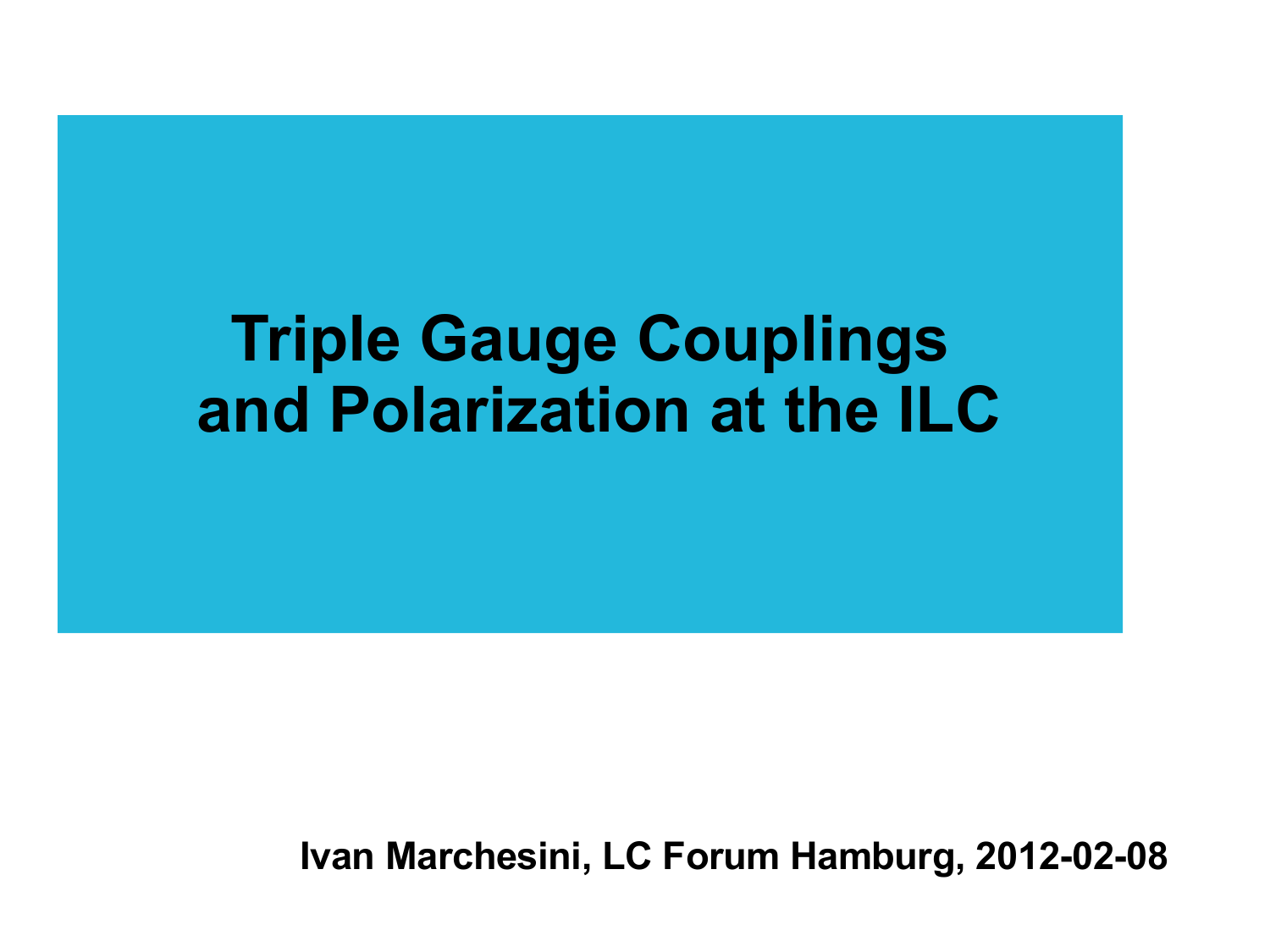# Triple Gauge Couplings and Polarization at the ILC

**Ivan Marchesini, LC Forum Hamburg, 2012-02-08**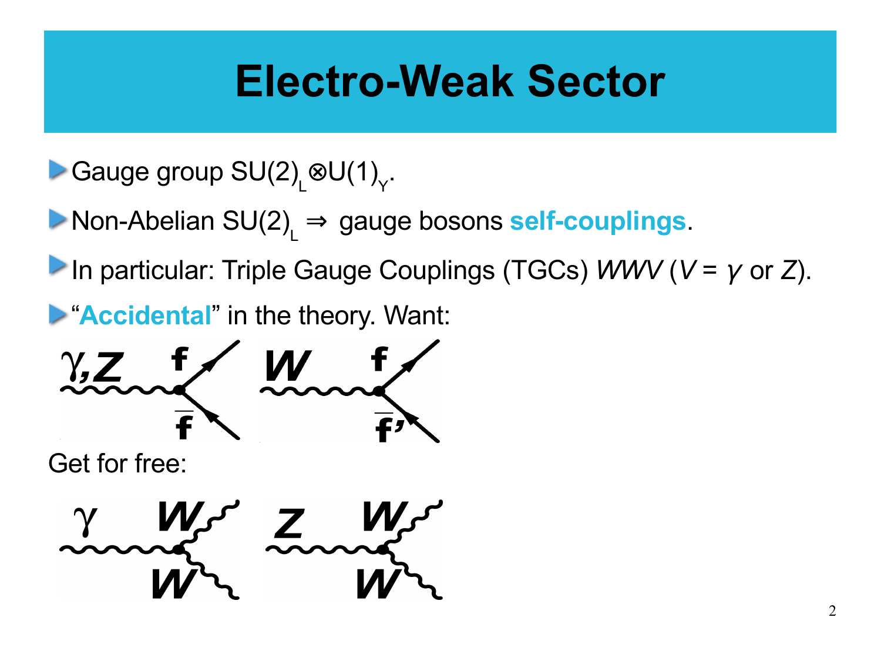# Electro-Weak Sector

- Gauge group $SU(2)_L \otimes U(1)_Y$.
- Non-Abelian $SU(2)_L \Rightarrow$ gauge bosons **self-couplings**.
- In particular: Triple Gauge Couplings (TGCs) *WWV* ($V = \gamma$ or $Z$).
- "**Accidental**" in the theory. Want:

Get for free: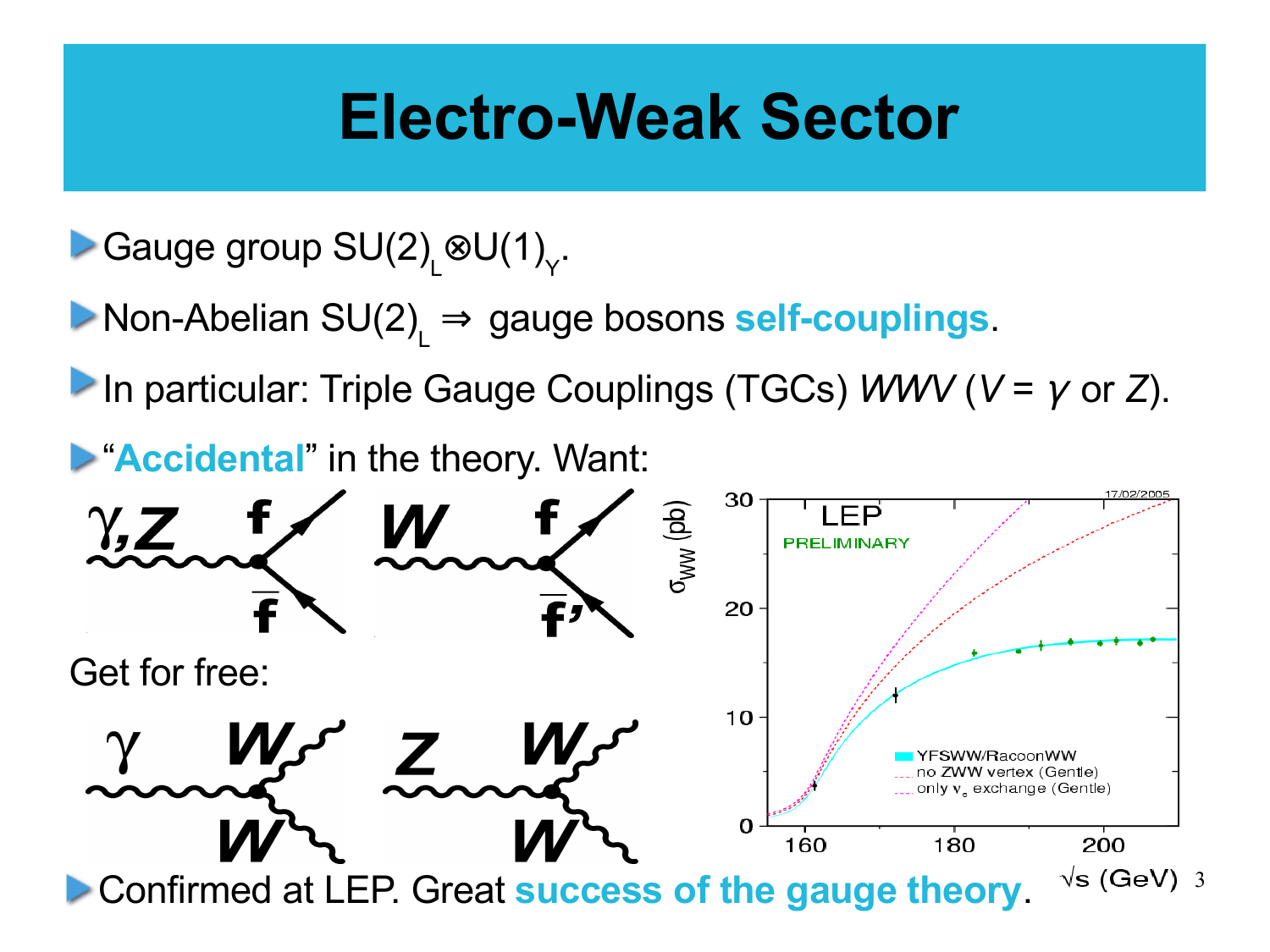# Electro-Weak Sector

- Gauge group $SU(2)_L \otimes U(1)_Y$.
- Non-Abelian $SU(2)_L \Rightarrow$ gauge bosons **self-couplings**.
- In particular: Triple Gauge Couplings (TGCs) *WWV* (*V* = $\gamma$ or *Z*).
- "**Accidental**" in the theory. Want:

Get for free:

- Confirmed at LEP. Great **success of the gauge theory**.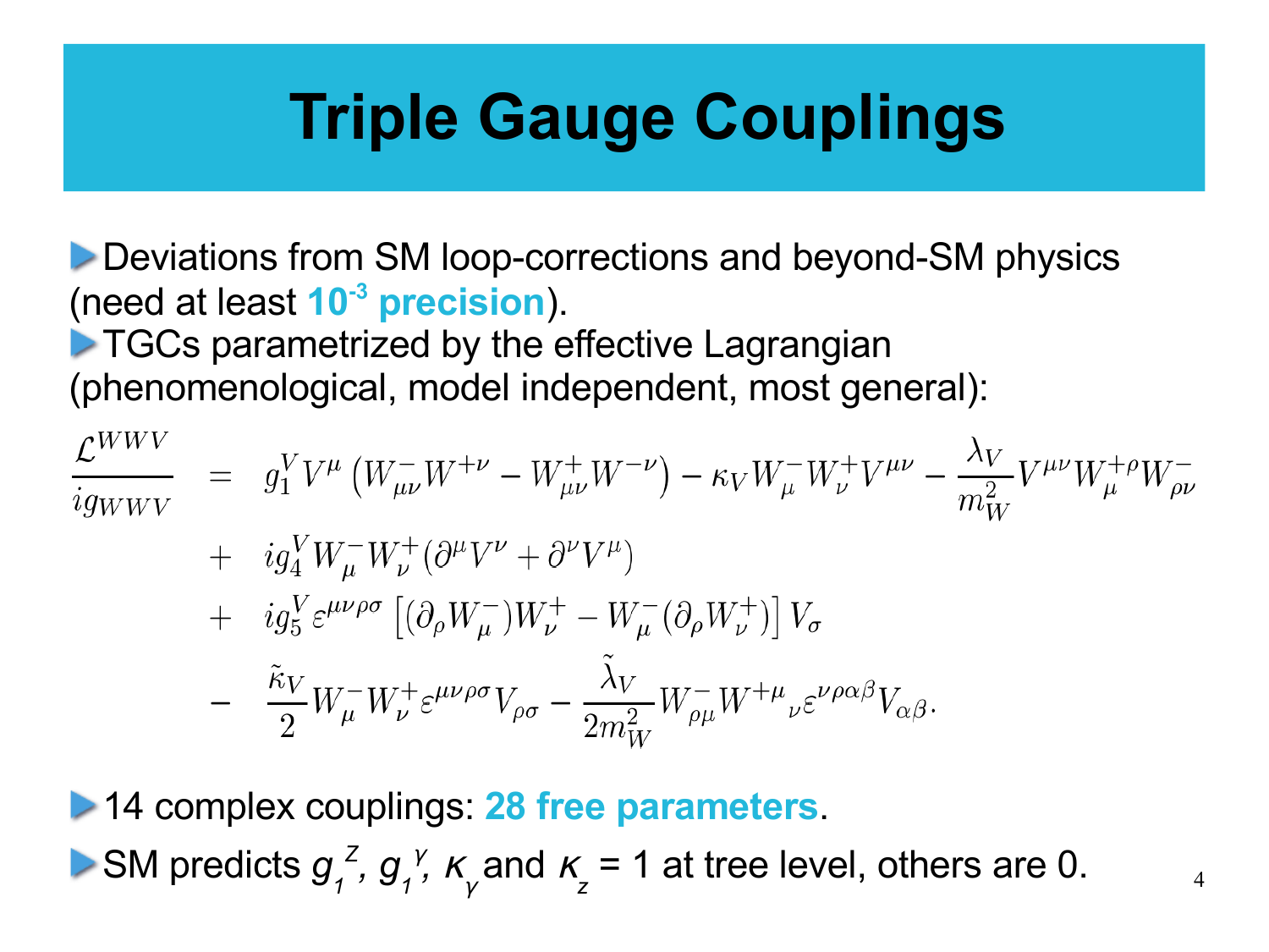# Triple Gauge Couplings

- Deviations from SM loop-corrections and beyond-SM physics (need at least **$10^{-3}$ precision**).
- TGCs parametrized by the effective Lagrangian (phenomenological, model independent, most general):

$$
\begin{aligned}
\frac{\mathcal{L}^{WWV}}{ig_{WWV}} \;&=\; g_1^V V^\mu \left( W^-_{\mu\nu} W^{+\nu} - W^+_{\mu\nu} W^{-\nu} \right) - \kappa_V W^-_\mu W^+_\nu V^{\mu\nu} - \frac{\lambda_V}{m_W^2} V^{\mu\nu} W^{+\rho}_\mu W^-_{\rho\nu} \\
&+\; i g_4^V W^-_\mu W^+_\nu (\partial^\mu V^\nu + \partial^\nu V^\mu) \\
&+\; i g_5^V \varepsilon^{\mu\nu\rho\sigma} \left[ (\partial_\rho W^-_\mu) W^+_\nu - W^-_\mu (\partial_\rho W^+_\nu) \right] V_\sigma \\
&-\; \frac{\tilde{\kappa}_V}{2} W^-_\mu W^+_\nu \varepsilon^{\mu\nu\rho\sigma} V_{\rho\sigma} - \frac{\tilde{\lambda}_V}{2m_W^2} W^-_{\rho\mu} W^{+\mu}{}_\nu \varepsilon^{\nu\rho\alpha\beta} V_{\alpha\beta}.
\end{aligned}
$$

- 14 complex couplings: **28 free parameters**.
- SM predicts $g_1^Z$, $g_1^\gamma$, $\kappa_\gamma$ and $\kappa_z$ = 1 at tree level, others are 0.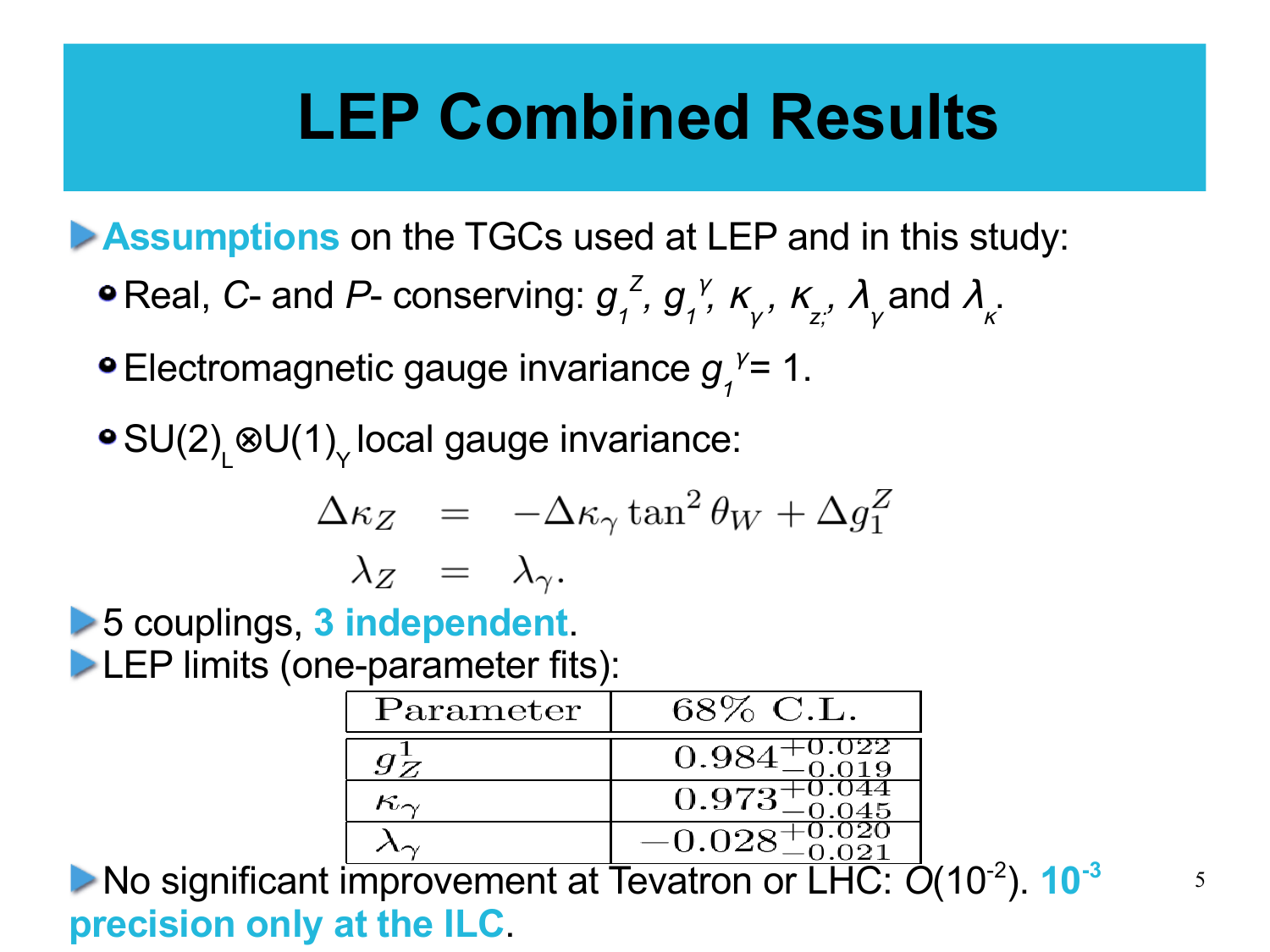# LEP Combined Results

- **Assumptions** on the TGCs used at LEP and in this study:
  - Real, *C*- and *P*- conserving: $g_1^Z$, $g_1^\gamma$, $\kappa_\gamma$, $\kappa_{z;}$, $\lambda_\gamma$ and $\lambda_\kappa$.
  - Electromagnetic gauge invariance $g_1^\gamma = 1$.
  - $SU(2)_L \otimes U(1)_Y$ local gauge invariance:

$$
\begin{aligned}
\Delta\kappa_Z &= -\Delta\kappa_\gamma \tan^2\theta_W + \Delta g_1^Z \\
\lambda_Z &= \lambda_\gamma .
\end{aligned}
$$

- 5 couplings, **3 independent**.
- LEP limits (one-parameter fits):

| Parameter | 68% C.L. |
|---|---|
| $g_Z^1$ | $0.984^{+0.022}_{-0.019}$ |
| $\kappa_\gamma$ | $0.973^{+0.044}_{-0.045}$ |
| $\lambda_\gamma$ | $-0.028^{+0.020}_{-0.021}$ |

- No significant improvement at Tevatron or LHC: $O(10^{-2})$. **$10^{-3}$ precision only at the ILC**.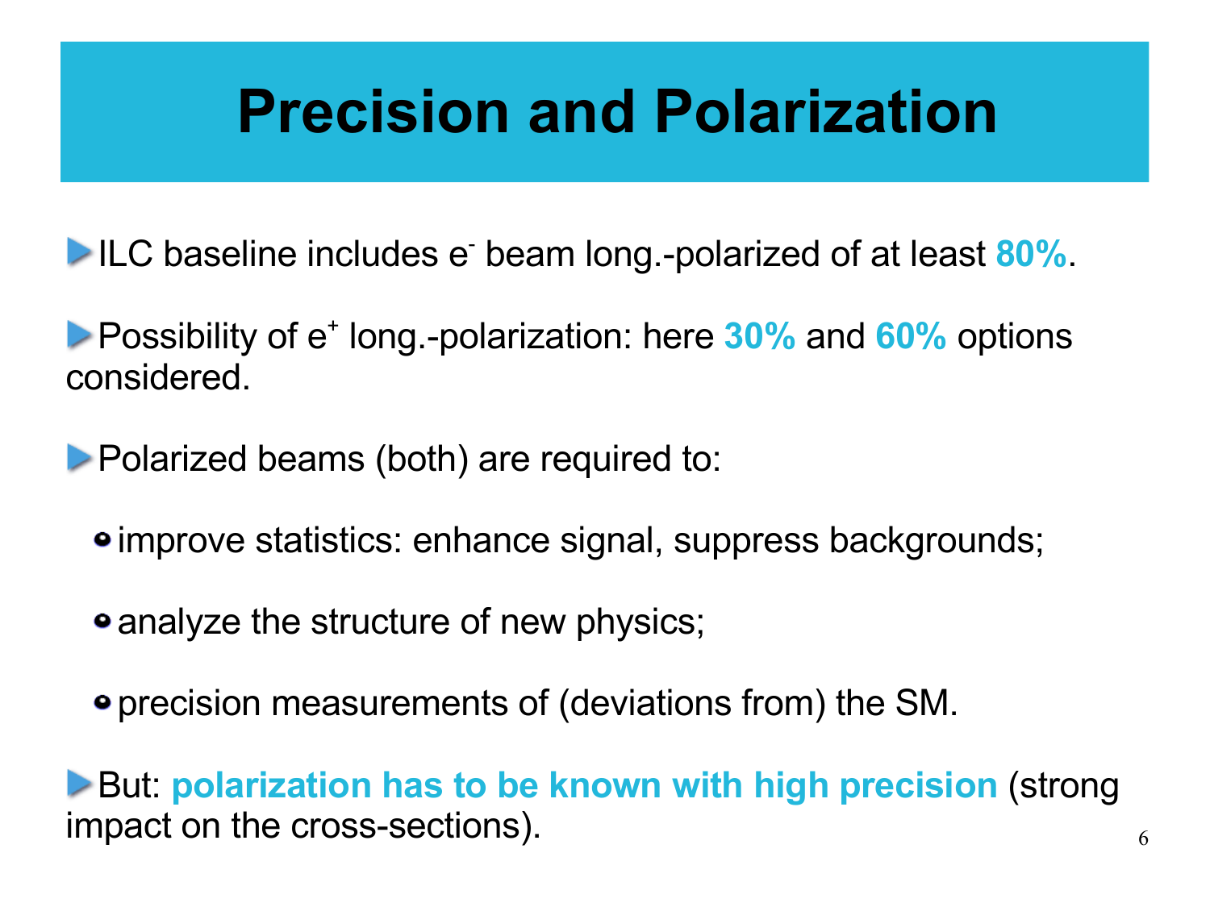# Precision and Polarization

- ILC baseline includes $e^-$ beam long.-polarized of at least **80%**.

- Possibility of $e^+$ long.-polarization: here **30%** and **60%** options considered.

- Polarized beams (both) are required to:

  - improve statistics: enhance signal, suppress backgrounds;

  - analyze the structure of new physics;

  - precision measurements of (deviations from) the SM.

- But: **polarization has to be known with high precision** (strong impact on the cross-sections).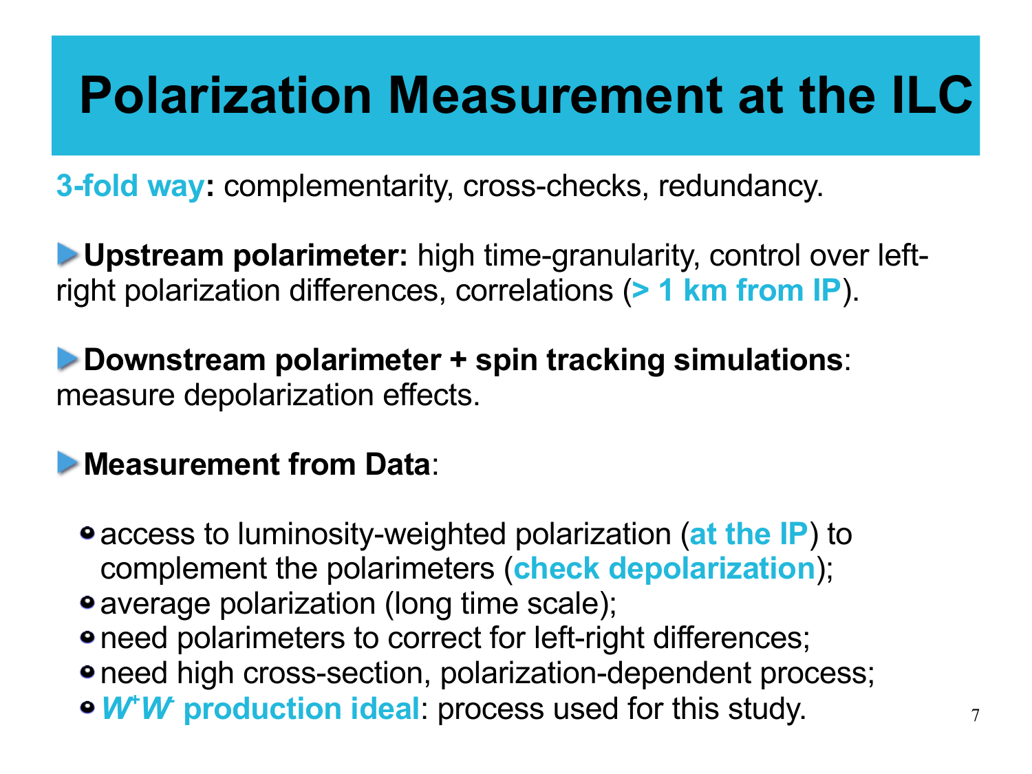# Polarization Measurement at the ILC

**3-fold way:** complementarity, cross-checks, redundancy.

- **Upstream polarimeter:** high time-granularity, control over left-right polarization differences, correlations (**> 1 km from IP**).

- **Downstream polarimeter + spin tracking simulations**: measure depolarization effects.

- **Measurement from Data**:
  - access to luminosity-weighted polarization (**at the IP**) to complement the polarimeters (**check depolarization**);
  - average polarization (long time scale);
  - need polarimeters to correct for left-right differences;
  - need high cross-section, polarization-dependent process;
  - ***$W^+W^-$* production ideal**: process used for this study.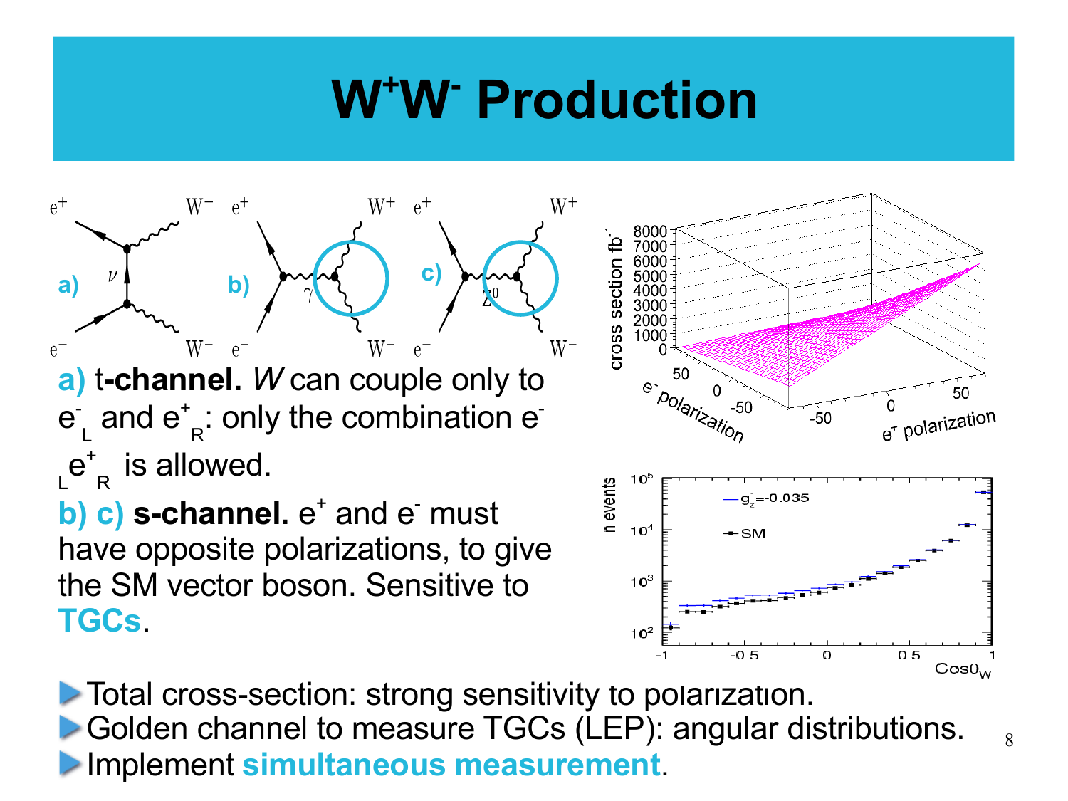# $W^+W^-$ Production

**a)** **t-channel.** *W* can couple only to $e^-_L$ and $e^+_R$: only the combination $e^-_L e^+_R$ is allowed.

**b) c)** **s-channel.** $e^+$ and $e^-$ must have opposite polarizations, to give the SM vector boson. Sensitive to **TGCs**.

- Total cross-section: strong sensitivity to polarization.
- Golden channel to measure TGCs (LEP): angular distributions.
- Implement **simultaneous measurement**.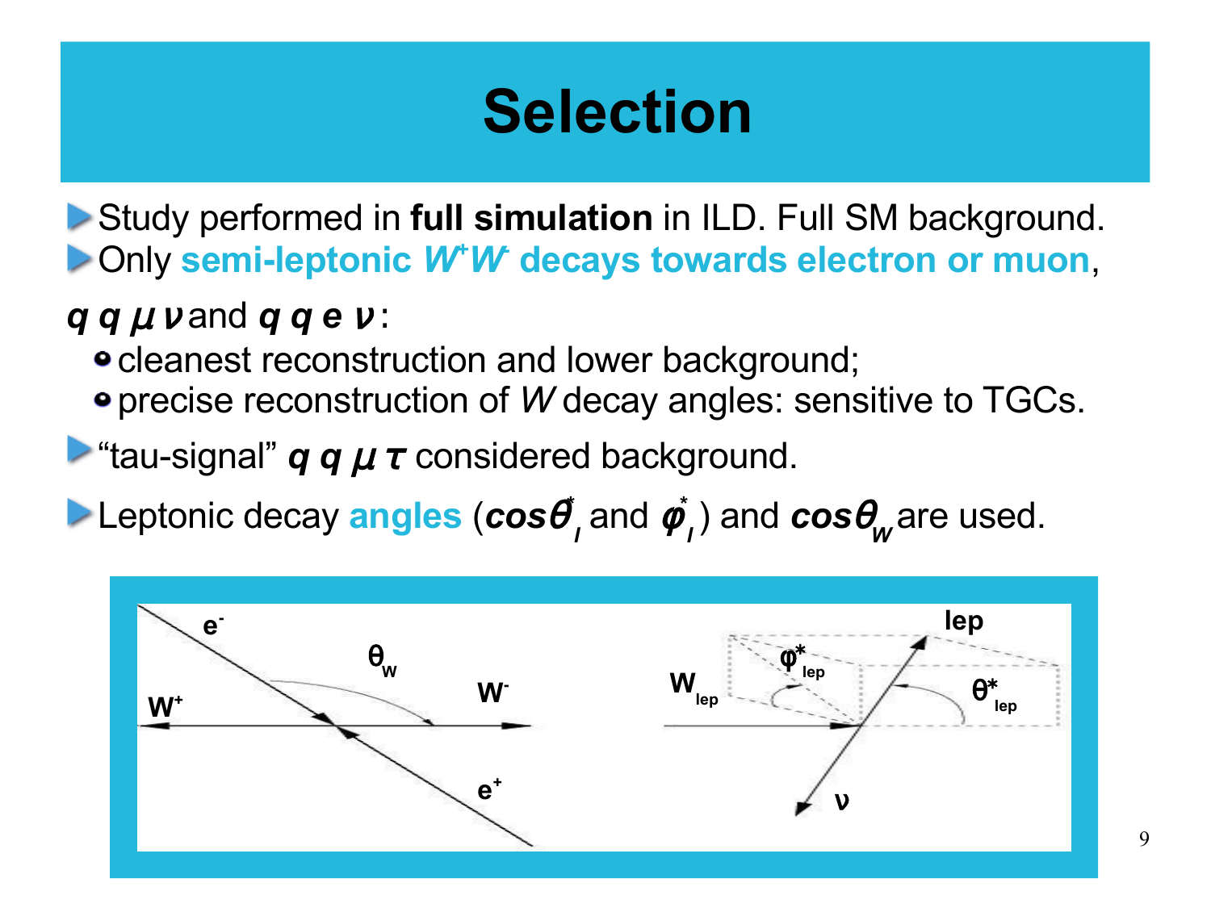# Selection

- Study performed in **full simulation** in ILD. Full SM background.
- Only **semi-leptonic $W^+W^-$ decays towards electron or muon**,

$q\,q\,\mu\,\nu$ and $q\,q\,e\,\nu$:

- cleanest reconstruction and lower background;
- precise reconstruction of $W$ decay angles: sensitive to TGCs.

- "tau-signal" $q\,q\,\mu\,\tau$ considered background.
- Leptonic decay **angles** ($\cos\theta^*_l$ and $\phi^*_l$) and $\cos\theta_W$ are used.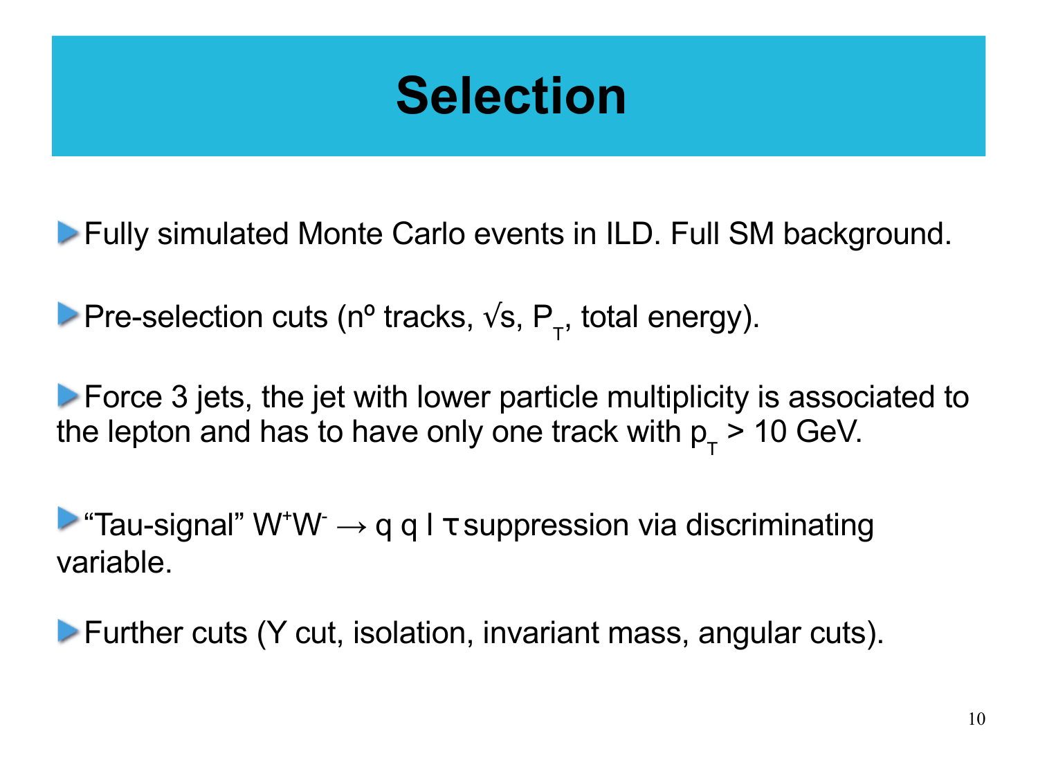# Selection

- Fully simulated Monte Carlo events in ILD. Full SM background.
- Pre-selection cuts (nº tracks, $\sqrt{s}$, $P_T$, total energy).
- Force 3 jets, the jet with lower particle multiplicity is associated to the lepton and has to have only one track with $p_T > 10$ GeV.
- "Tau-signal" $W^+W^- \rightarrow q\, q\, l\, \tau$ suppression via discriminating variable.
- Further cuts (Y cut, isolation, invariant mass, angular cuts).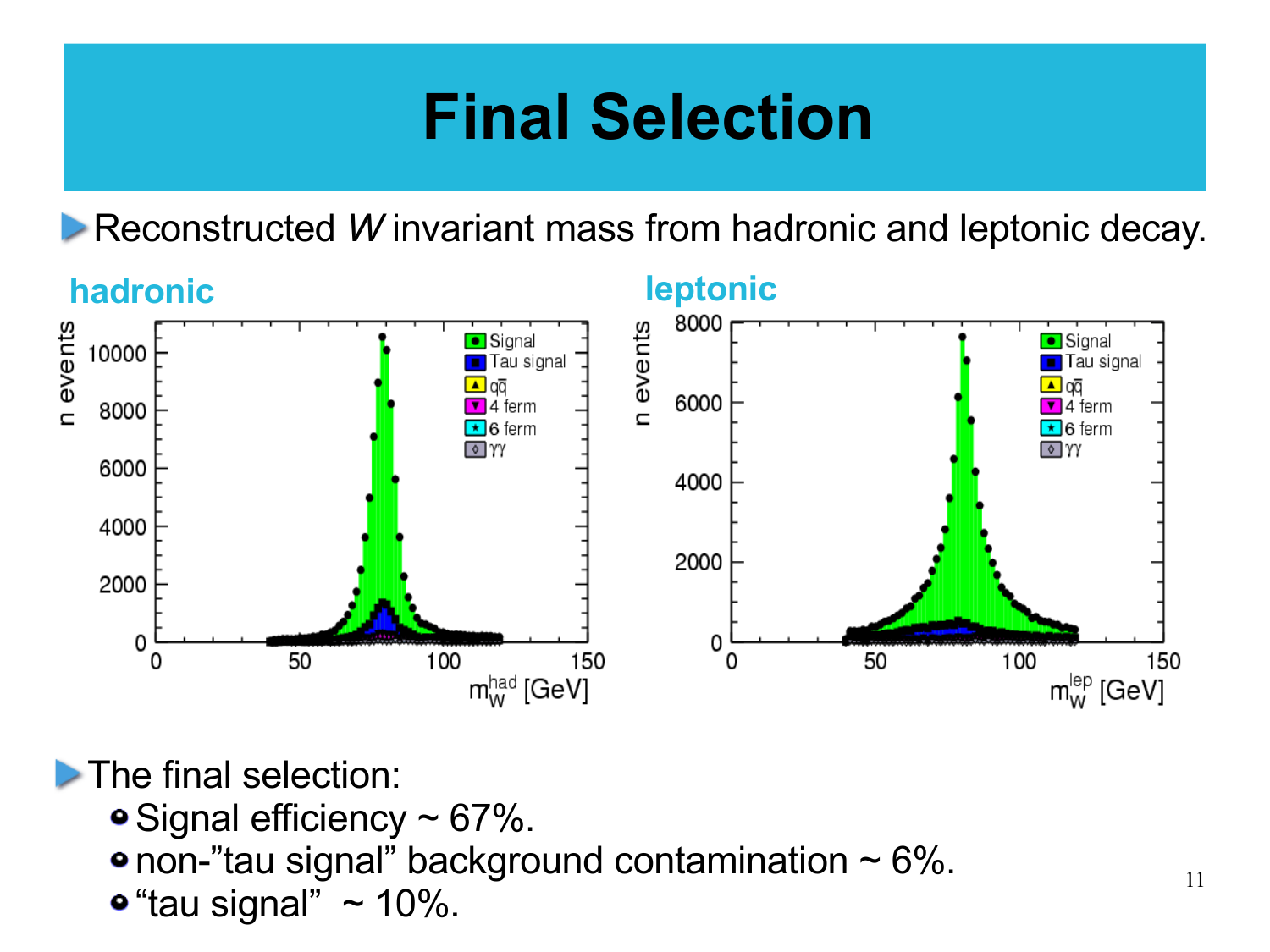# Final Selection

- Reconstructed *W* invariant mass from hadronic and leptonic decay.

**hadronic** **leptonic**

- The final selection:
  - Signal efficiency ~ 67%.
  - non-”tau signal” background contamination ~ 6%.
  - “tau signal” ~ 10%.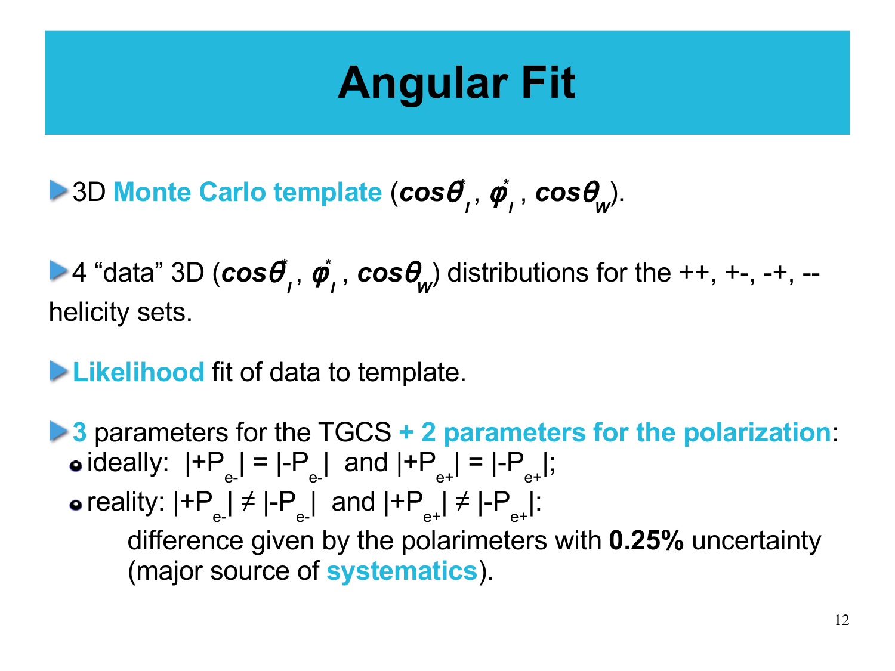# Angular Fit

- 3D **Monte Carlo template** ($\cos\theta^*_l$, $\phi^*_l$, $\cos\theta_W$).

- 4 “data” 3D ($\cos\theta^*_l$, $\phi^*_l$, $\cos\theta_W$) distributions for the ++, +-, -+, -- helicity sets.

- **Likelihood** fit of data to template.

- **3** parameters for the TGCS **+ 2 parameters for the polarization**:
  - ideally: $|+P_{e-}| = |-P_{e-}|$ and $|+P_{e+}| = |-P_{e+}|$;
  - reality: $|+P_{e-}| \neq |-P_{e-}|$ and $|+P_{e+}| \neq |-P_{e+}|$:

    difference given by the polarimeters with **0.25%** uncertainty (major source of **systematics**).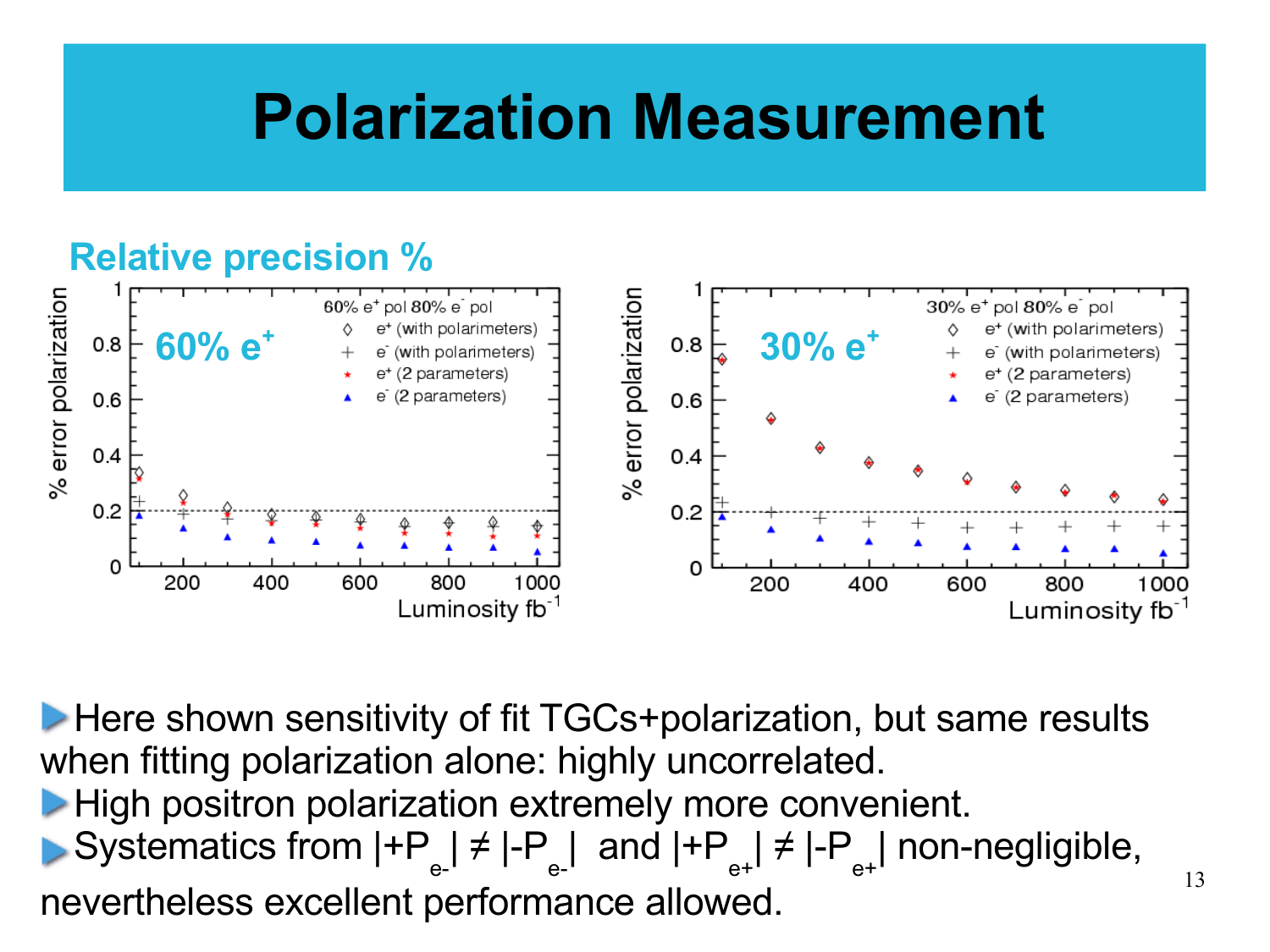# Polarization Measurement

**Relative precision %**

60% $e^+$

30% $e^+$

- Here shown sensitivity of fit TGCs+polarization, but same results when fitting polarization alone: highly uncorrelated.
- High positron polarization extremely more convenient.
- Systematics from $|+P_{e-}| \neq |-P_{e-}|$ and $|+P_{e+}| \neq |-P_{e+}|$ non-negligible, nevertheless excellent performance allowed.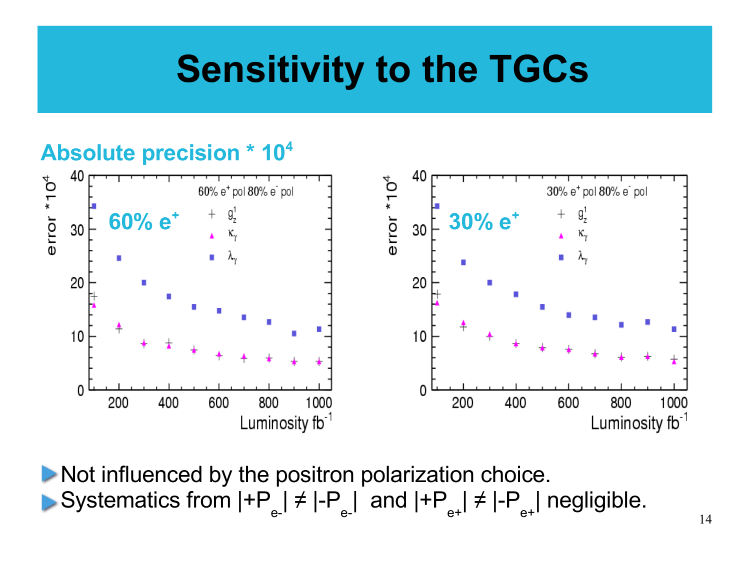# Sensitivity to the TGCs

**Absolute precision * $10^4$**

- Not influenced by the positron polarization choice.
- Systematics from $|+P_{e-}| \neq |-P_{e-}|$ and $|+P_{e+}| \neq |-P_{e+}|$ negligible.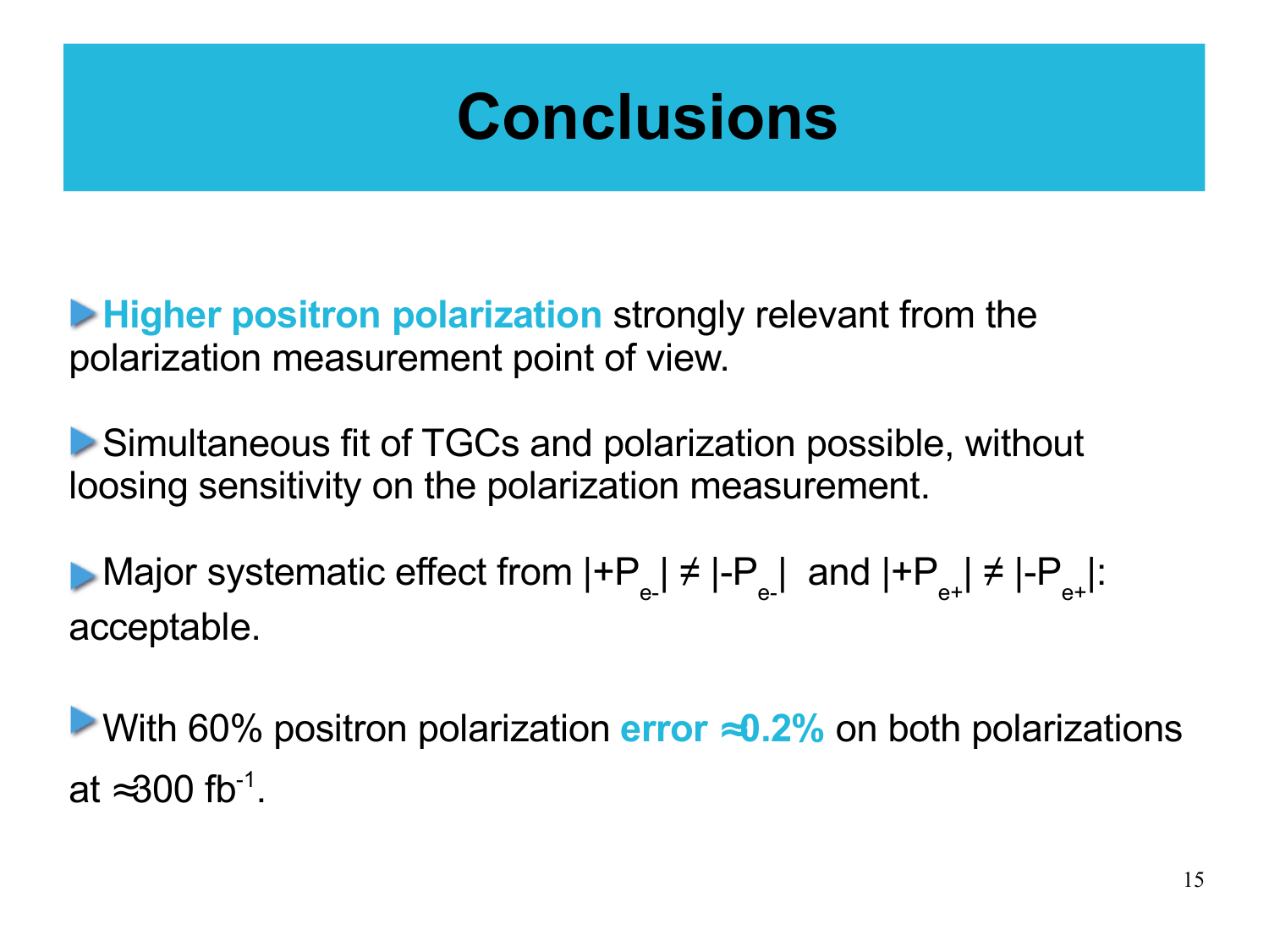# Conclusions

- **Higher positron polarization** strongly relevant from the polarization measurement point of view.

- Simultaneous fit of TGCs and polarization possible, without loosing sensitivity on the polarization measurement.

- Major systematic effect from $|+P_{e-}| \neq |-P_{e-}|$ and $|+P_{e+}| \neq |-P_{e+}|$: acceptable.

- With 60% positron polarization **error ≈0.2%** on both polarizations at ≈300 $fb^{-1}$.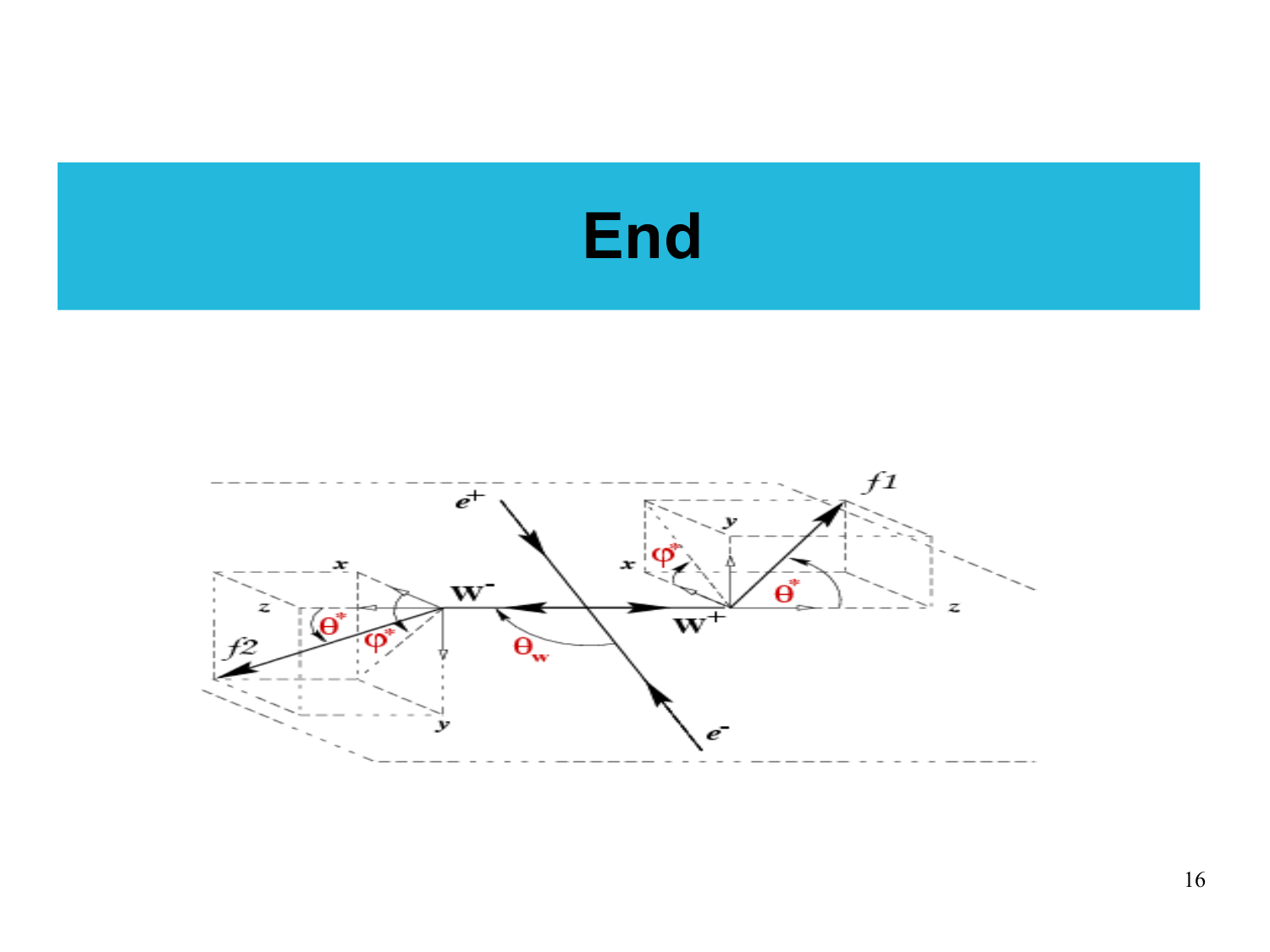# End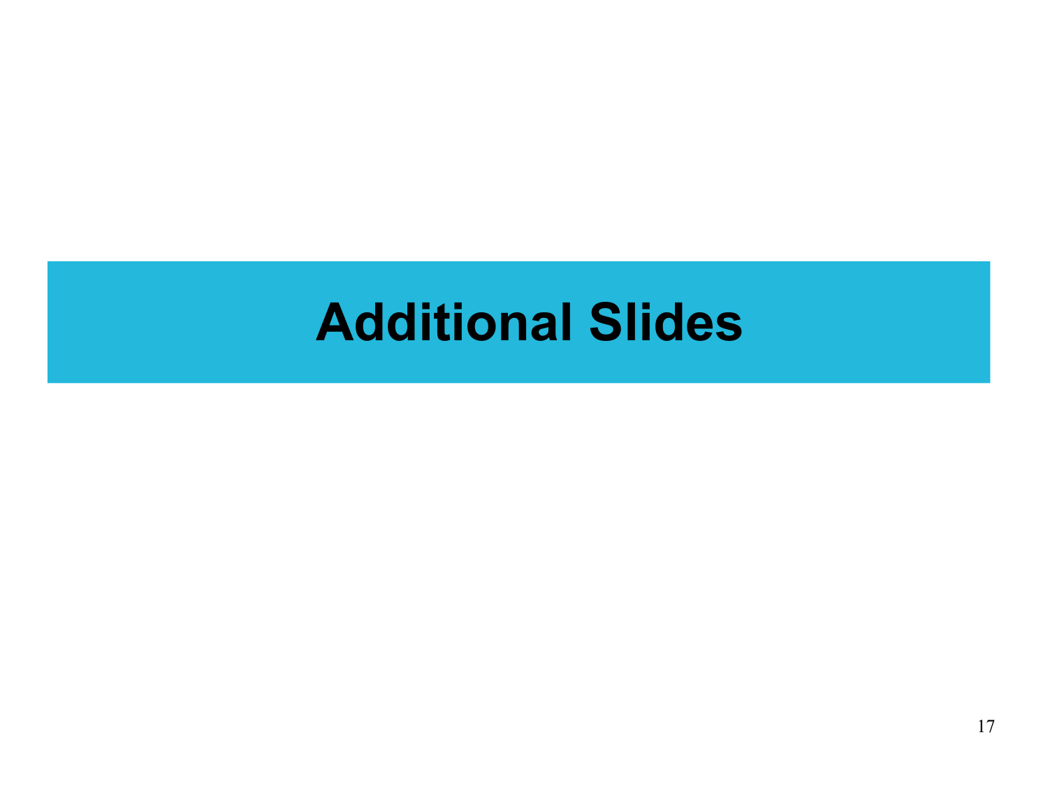# Additional Slides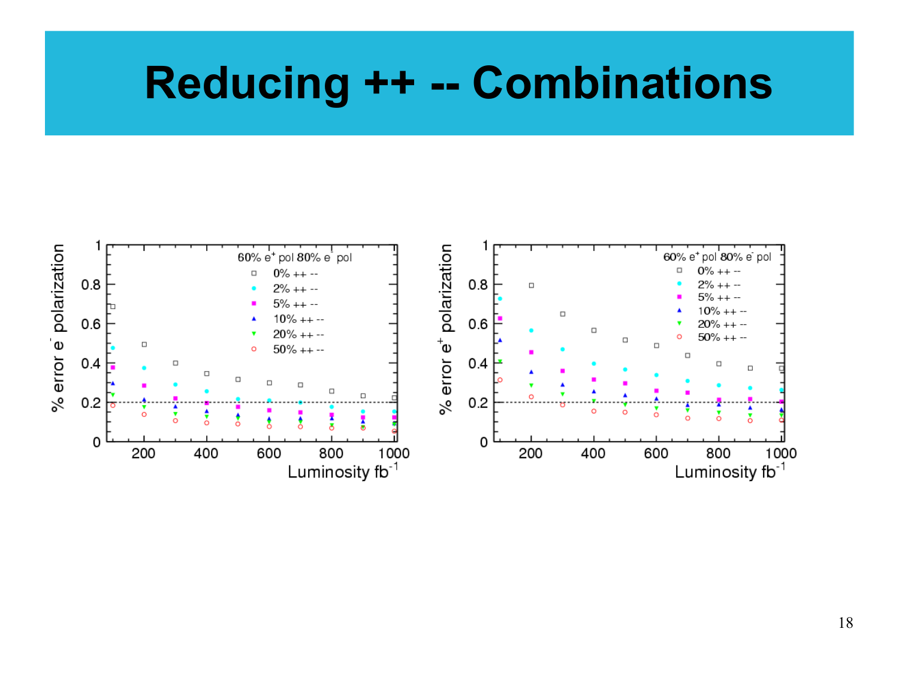# Reducing ++ -- Combinations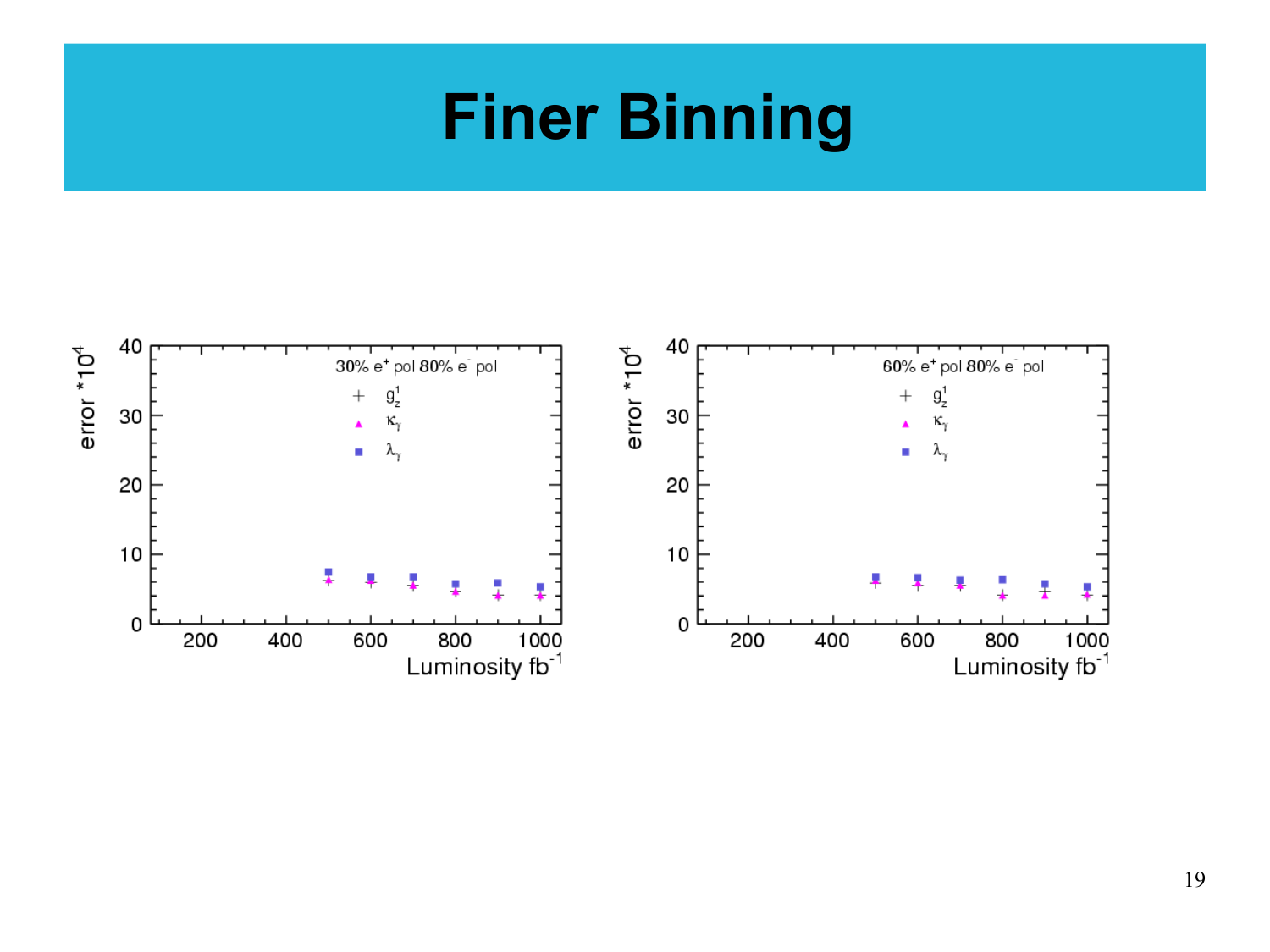# Finer Binning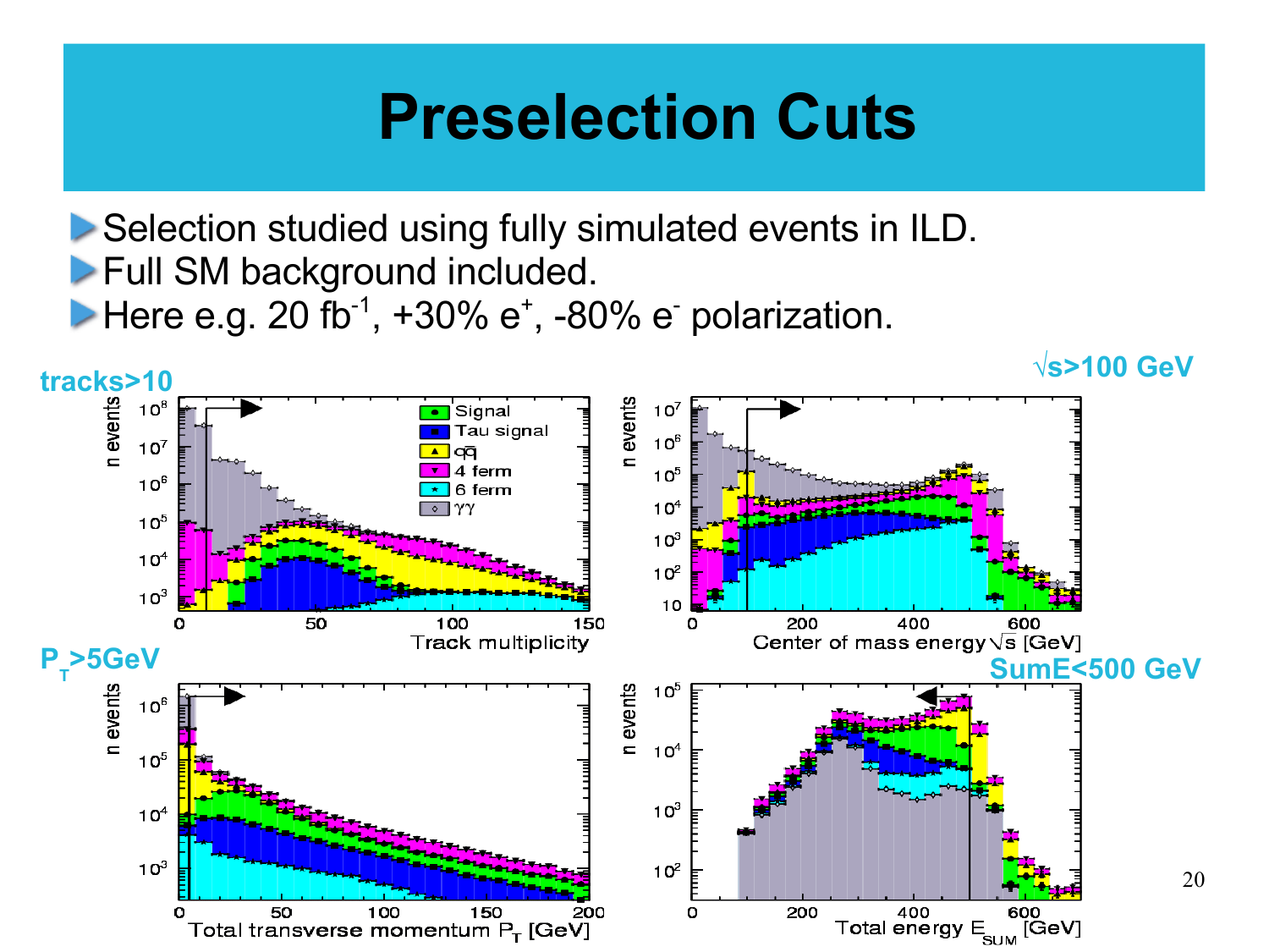# Preselection Cuts

- Selection studied using fully simulated events in ILD.
- Full SM background included.
- Here e.g. 20 $fb^{-1}$, +30% $e^+$, -80% $e^-$ polarization.

tracks>10

$\sqrt{s}$>100 GeV

$P_T$>5GeV

SumE<500 GeV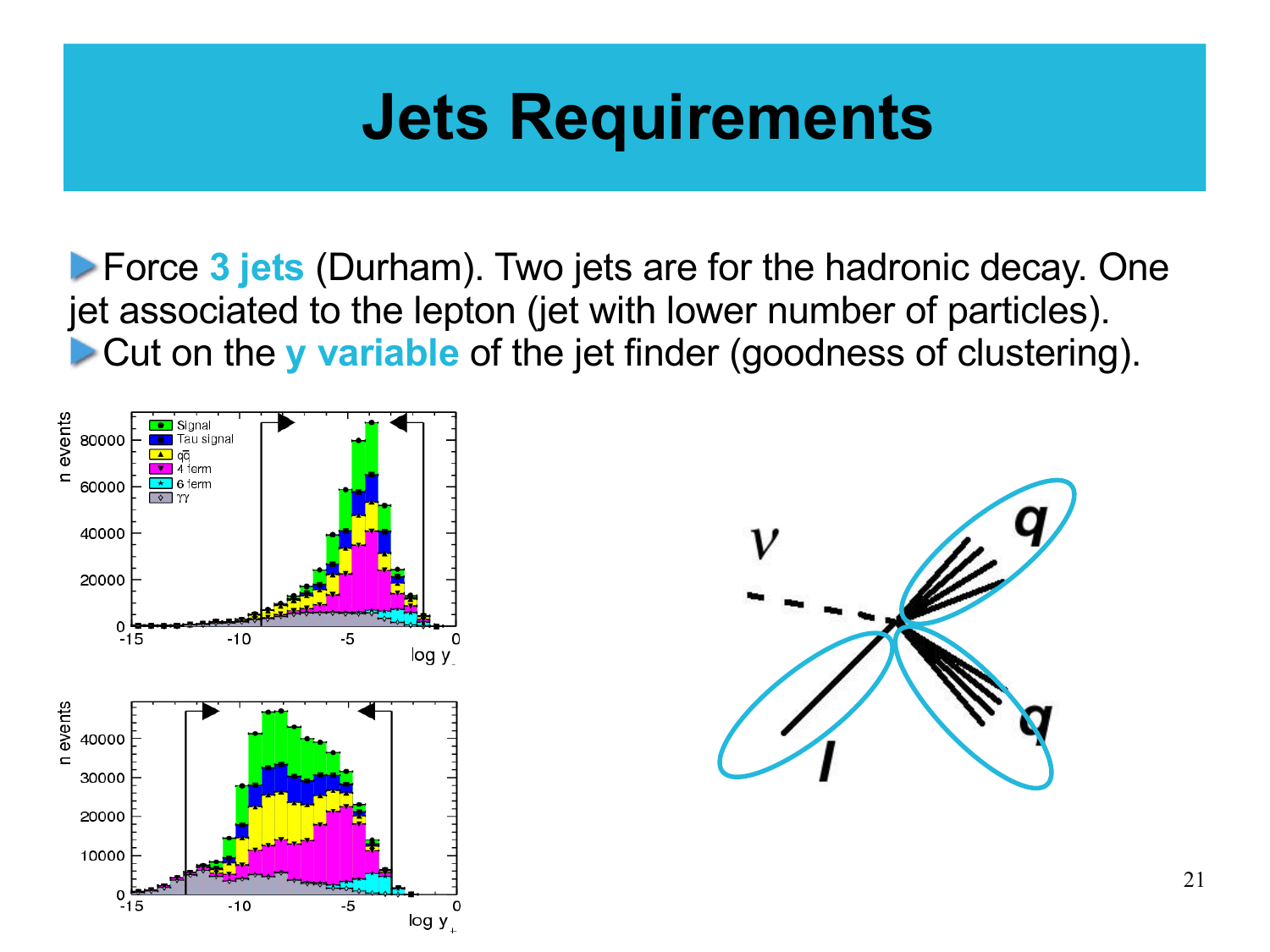# Jets Requirements

- Force **3 jets** (Durham). Two jets are for the hadronic decay. One jet associated to the lepton (jet with lower number of particles).
- Cut on the **y variable** of the jet finder (goodness of clustering).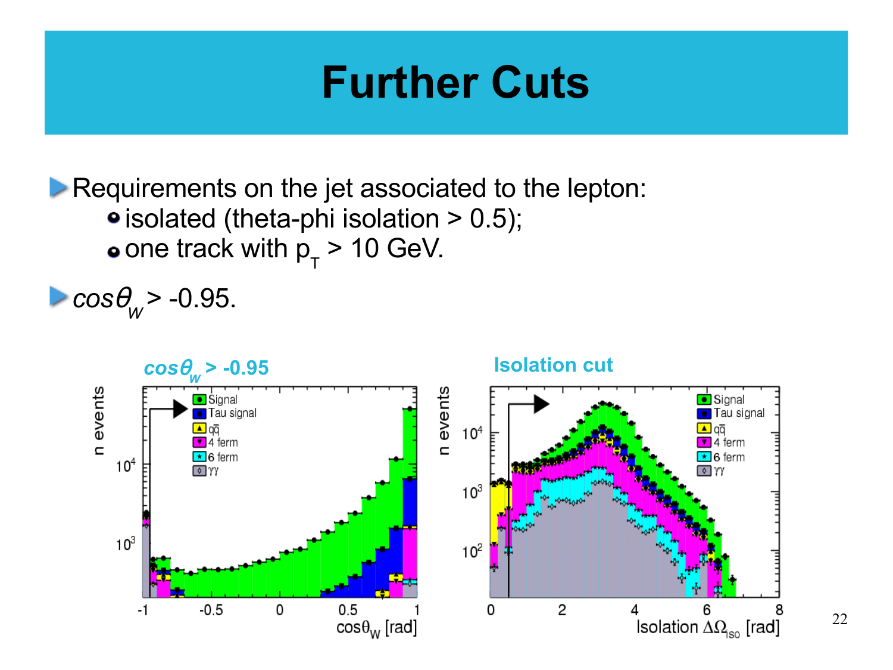# Further Cuts

- Requirements on the jet associated to the lepton:
  - isolated (theta-phi isolation > 0.5);
  - one track with $p_T > 10$ GeV.
- $\cos\theta_W > -0.95$.

**$\cos\theta_W > -0.95$**

**Isolation cut**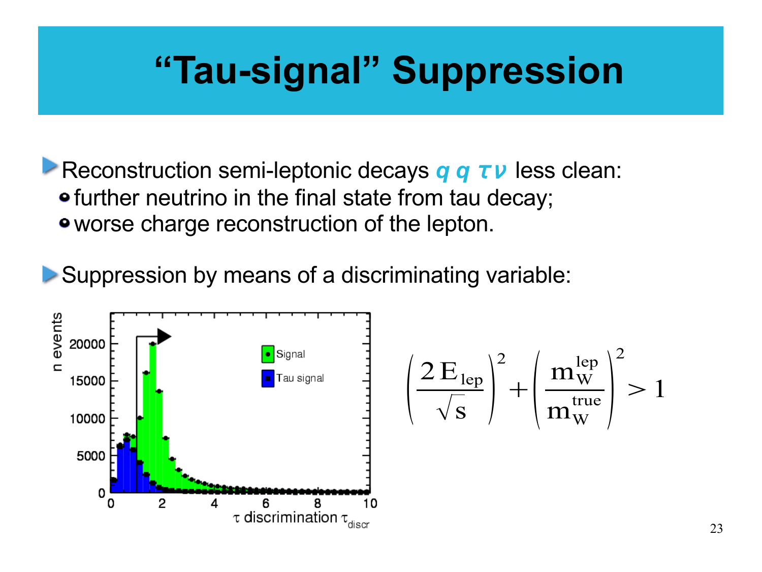# "Tau-signal" Suppression

- Reconstruction semi-leptonic decays $q\,q\,\tau\nu$ less clean:
  - further neutrino in the final state from tau decay;
  - worse charge reconstruction of the lepton.

- Suppression by means of a discriminating variable:

$$\left(\frac{2\,E_{\mathrm{lep}}}{\sqrt{s}}\right)^2 + \left(\frac{m_W^{\mathrm{lep}}}{m_W^{\mathrm{true}}}\right)^2 > 1$$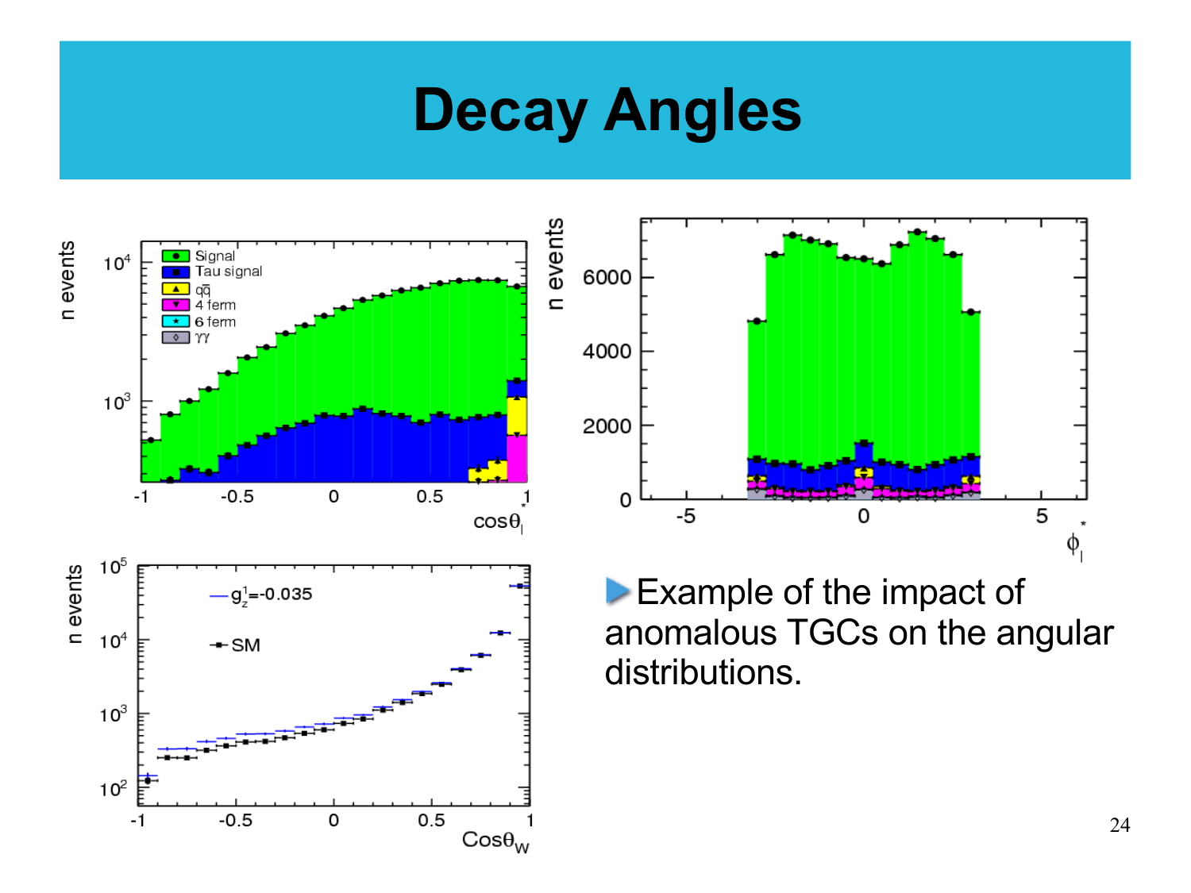# Decay Angles

- Example of the impact of anomalous TGCs on the angular distributions.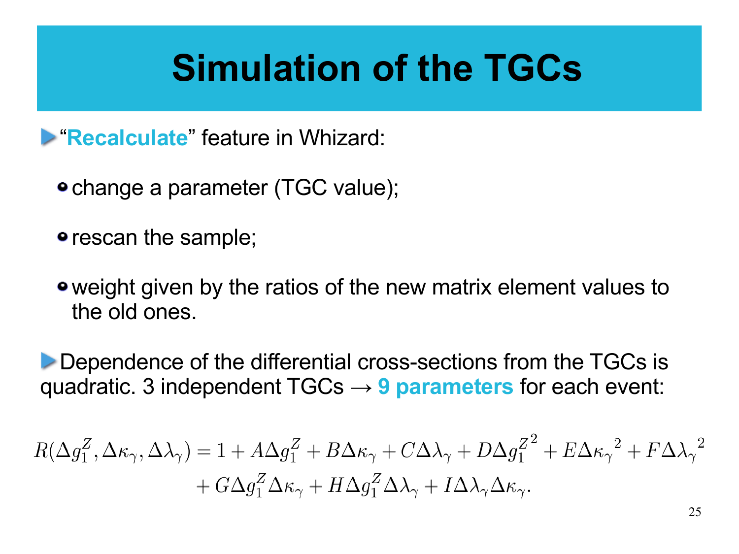# Simulation of the TGCs

- "**Recalculate**" feature in Whizard:
  - change a parameter (TGC value);
  - rescan the sample;
  - weight given by the ratios of the new matrix element values to the old ones.

- Dependence of the differential cross-sections from the TGCs is quadratic. 3 independent TGCs → **9 parameters** for each event:

$$R(\Delta g_1^Z, \Delta\kappa_\gamma, \Delta\lambda_\gamma) = 1 + A\Delta g_1^Z + B\Delta\kappa_\gamma + C\Delta\lambda_\gamma + D{\Delta g_1^Z}^2 + E{\Delta\kappa_\gamma}^2 + F{\Delta\lambda_\gamma}^2 + G\Delta g_1^Z\Delta\kappa_\gamma + H\Delta g_1^Z\Delta\lambda_\gamma + I\Delta\lambda_\gamma\Delta\kappa_\gamma.$$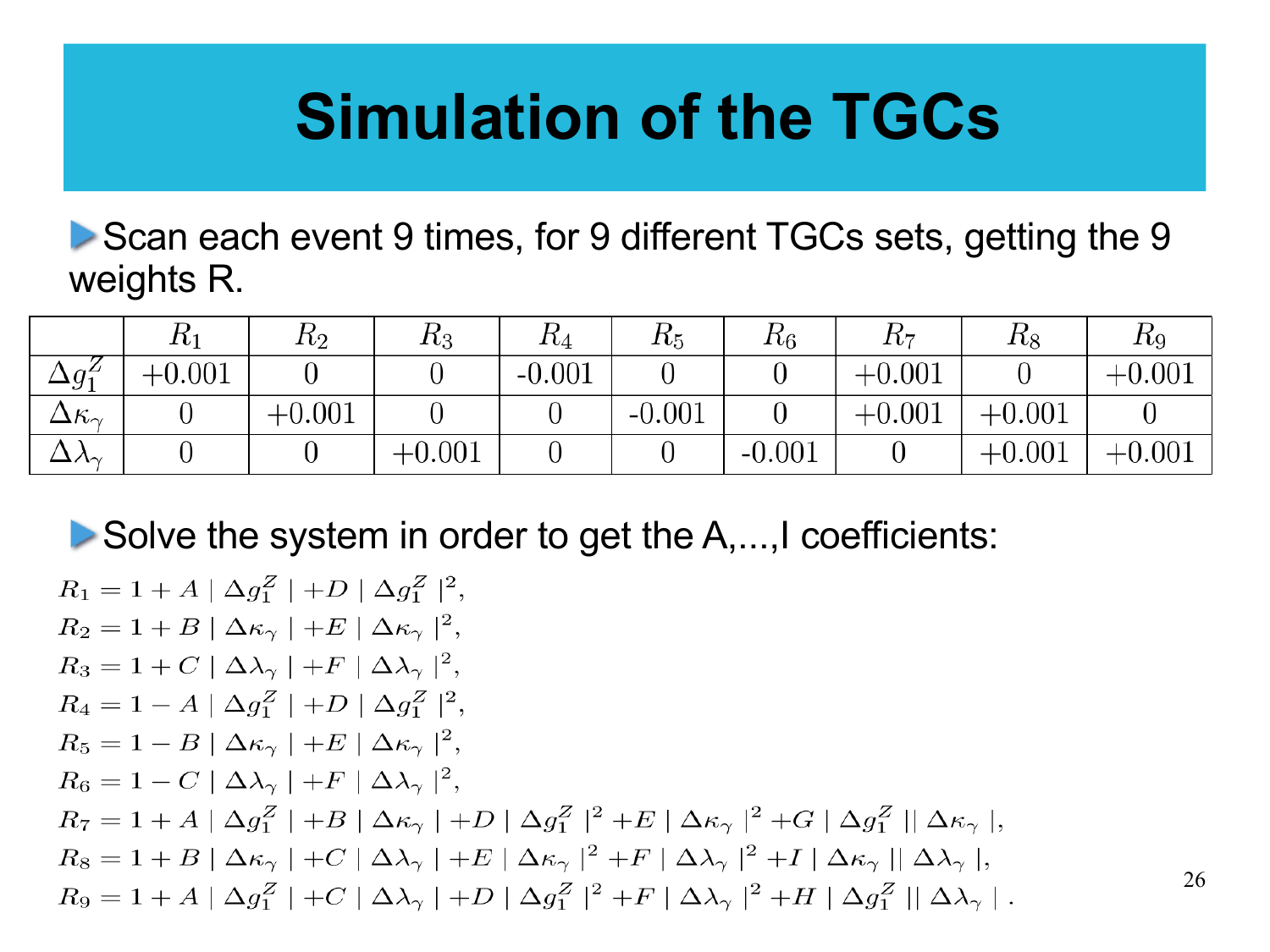# Simulation of the TGCs

- Scan each event 9 times, for 9 different TGCs sets, getting the 9 weights R.

| | $R_1$ | $R_2$ | $R_3$ | $R_4$ | $R_5$ | $R_6$ | $R_7$ | $R_8$ | $R_9$ |
|---|---|---|---|---|---|---|---|---|---|
| $\Delta g_1^Z$ | +0.001 | 0 | 0 | -0.001 | 0 | 0 | +0.001 | 0 | +0.001 |
| $\Delta\kappa_\gamma$ | 0 | +0.001 | 0 | 0 | -0.001 | 0 | +0.001 | +0.001 | 0 |
| $\Delta\lambda_\gamma$ | 0 | 0 | +0.001 | 0 | 0 | -0.001 | 0 | +0.001 | +0.001 |

- Solve the system in order to get the A,...,I coefficients:

$$R_1 = 1 + A \mid \Delta g_1^Z \mid + D \mid \Delta g_1^Z \mid^2,$$

$$R_2 = 1 + B \mid \Delta\kappa_\gamma \mid + E \mid \Delta\kappa_\gamma \mid^2,$$

$$R_3 = 1 + C \mid \Delta\lambda_\gamma \mid + F \mid \Delta\lambda_\gamma \mid^2,$$

$$R_4 = 1 - A \mid \Delta g_1^Z \mid + D \mid \Delta g_1^Z \mid^2,$$

$$R_5 = 1 - B \mid \Delta\kappa_\gamma \mid + E \mid \Delta\kappa_\gamma \mid^2,$$

$$R_6 = 1 - C \mid \Delta\lambda_\gamma \mid + F \mid \Delta\lambda_\gamma \mid^2,$$

$$R_7 = 1 + A \mid \Delta g_1^Z \mid + B \mid \Delta\kappa_\gamma \mid + D \mid \Delta g_1^Z \mid^2 + E \mid \Delta\kappa_\gamma \mid^2 + G \mid \Delta g_1^Z \mid\mid \Delta\kappa_\gamma \mid,$$

$$R_8 = 1 + B \mid \Delta\kappa_\gamma \mid + C \mid \Delta\lambda_\gamma \mid + E \mid \Delta\kappa_\gamma \mid^2 + F \mid \Delta\lambda_\gamma \mid^2 + I \mid \Delta\kappa_\gamma \mid\mid \Delta\lambda_\gamma \mid,$$

$$R_9 = 1 + A \mid \Delta g_1^Z \mid + C \mid \Delta\lambda_\gamma \mid + D \mid \Delta g_1^Z \mid^2 + F \mid \Delta\lambda_\gamma \mid^2 + H \mid \Delta g_1^Z \mid\mid \Delta\lambda_\gamma \mid.$$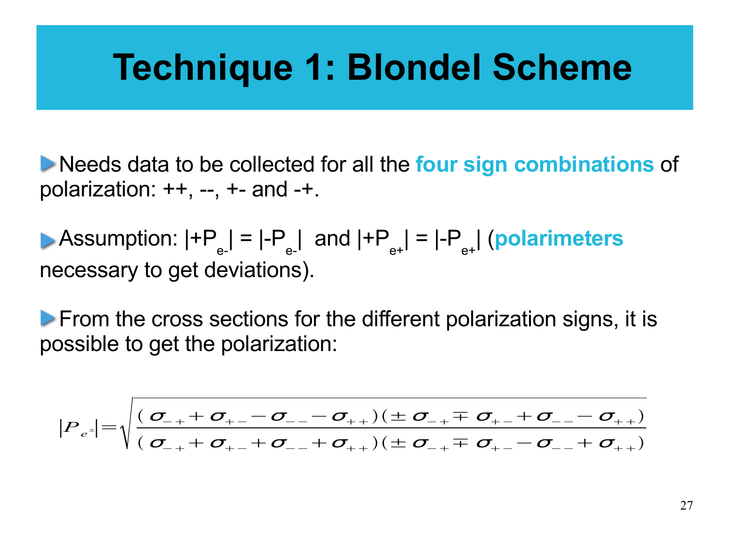# Technique 1: Blondel Scheme

- Needs data to be collected for all the **four sign combinations** of polarization: ++, --, +- and -+.

- Assumption: $|+P_{e-}| = |-P_{e-}|$ and $|+P_{e+}| = |-P_{e+}|$ (**polarimeters** necessary to get deviations).

- From the cross sections for the different polarization signs, it is possible to get the polarization:

$$|P_{e^{\pm}}| = \sqrt{\frac{(\sigma_{-+} + \sigma_{+-} - \sigma_{--} - \sigma_{++})(\pm\sigma_{-+} \mp \sigma_{+-} + \sigma_{--} - \sigma_{++})}{(\sigma_{-+} + \sigma_{+-} + \sigma_{--} + \sigma_{++})(\pm\sigma_{-+} \mp \sigma_{+-} - \sigma_{--} + \sigma_{++})}}$$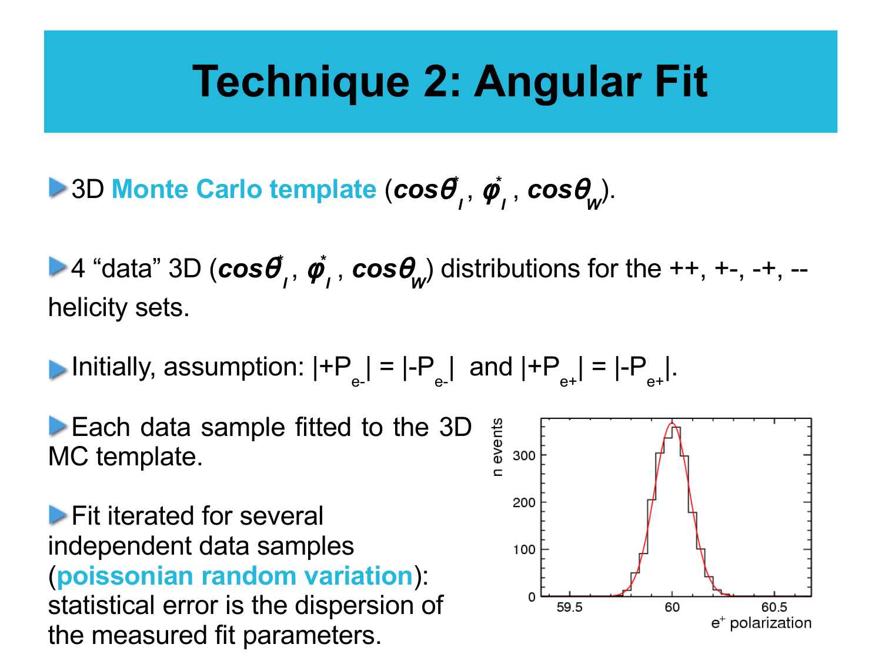# Technique 2: Angular Fit

- 3D **Monte Carlo template** ($\cos\theta^*_l$, $\phi^*_l$, $\cos\theta_W$).

- 4 “data” 3D ($\cos\theta^*_l$, $\phi^*_l$, $\cos\theta_W$) distributions for the ++, +-, -+, -- helicity sets.

- Initially, assumption: $|+P_{e-}| = |-P_{e-}|$ and $|+P_{e+}| = |-P_{e+}|$.

- Each data sample fitted to the 3D MC template.

- Fit iterated for several independent data samples (**poissonian random variation**): statistical error is the dispersion of the measured fit parameters.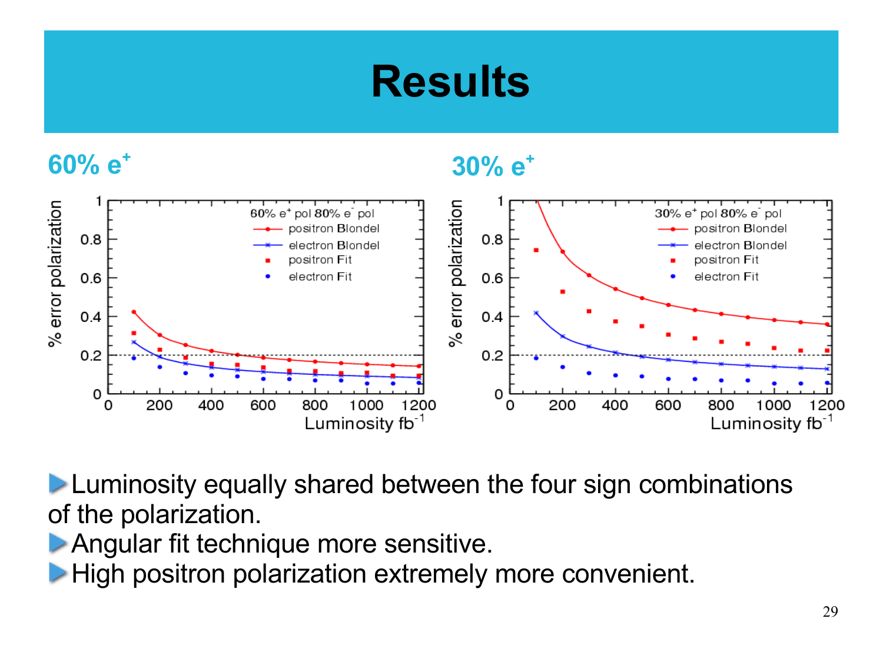# Results

## 60% $e^+$

60% $e^+$ pol 80% $e^-$ pol

positron Blondel

electron Blondel

positron Fit

electron Fit

% error polarization

Luminosity $fb^{-1}$

0 200 400 600 800 1000 1200

0 0.2 0.4 0.6 0.8 1

## 30% $e^+$

30% $e^+$ pol 80% $e^-$ pol

positron Blondel

electron Blondel

positron Fit

electron Fit

% error polarization

Luminosity $fb^{-1}$

0 200 400 600 800 1000 1200

0 0.2 0.4 0.6 0.8 1

- Luminosity equally shared between the four sign combinations of the polarization.
- Angular fit technique more sensitive.
- High positron polarization extremely more convenient.